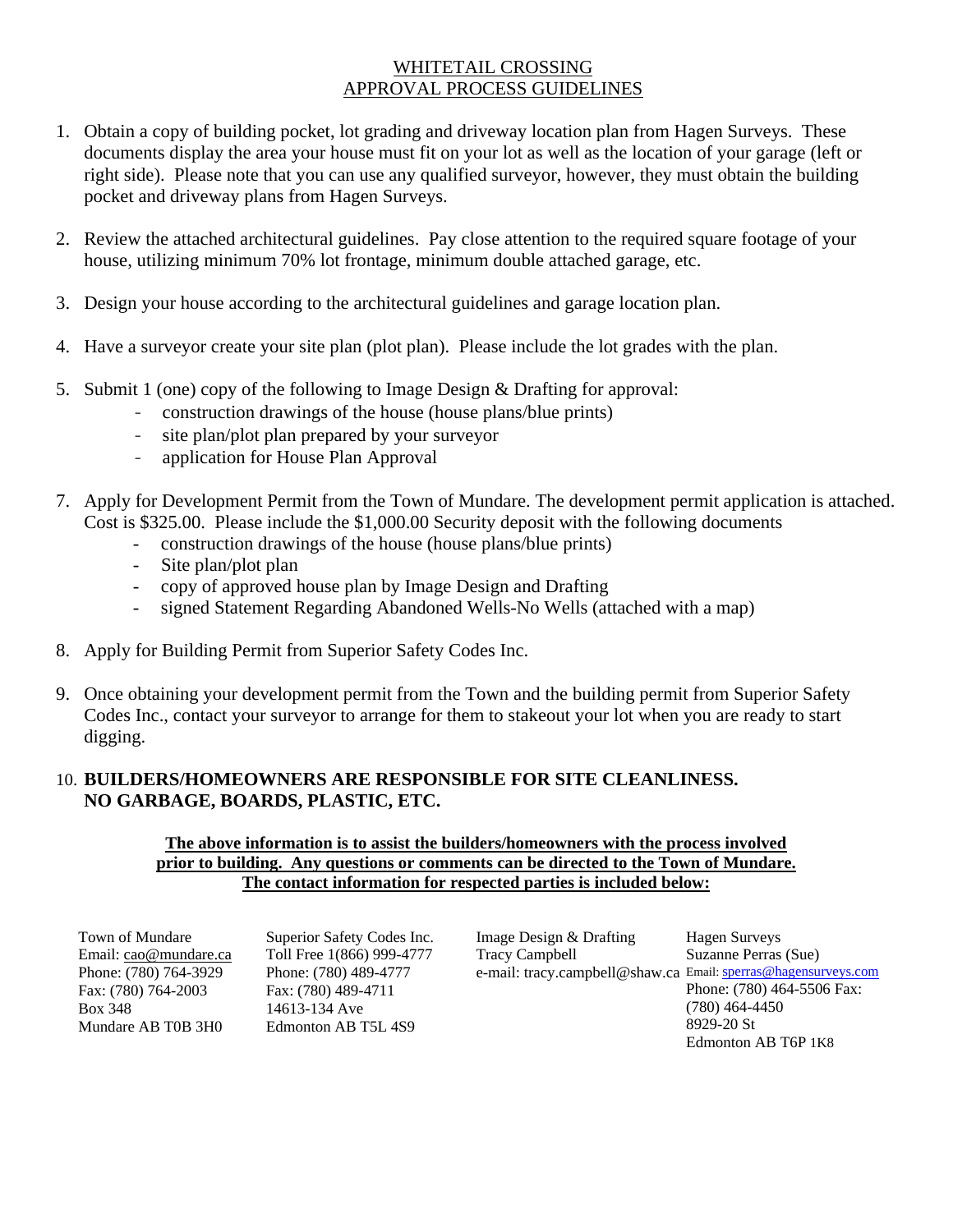# WHITETAIL CROSSING
# APPROVAL PROCESS GUIDELINES

1. Obtain a copy of building pocket, lot grading and driveway location plan from Hagen Surveys. These documents display the area your house must fit on your lot as well as the location of your garage (left or right side). Please note that you can use any qualified surveyor, however, they must obtain the building pocket and driveway plans from Hagen Surveys.

2. Review the attached architectural guidelines. Pay close attention to the required square footage of your house, utilizing minimum 70% lot frontage, minimum double attached garage, etc.

3. Design your house according to the architectural guidelines and garage location plan.

4. Have a surveyor create your site plan (plot plan). Please include the lot grades with the plan.

5. Submit 1 (one) copy of the following to Image Design & Drafting for approval:
   - construction drawings of the house (house plans/blue prints)
   - site plan/plot plan prepared by your surveyor
   - application for House Plan Approval

7. Apply for Development Permit from the Town of Mundare. The development permit application is attached. Cost is $325.00. Please include the $1,000.00 Security deposit with the following documents
   - construction drawings of the house (house plans/blue prints)
   - Site plan/plot plan
   - copy of approved house plan by Image Design and Drafting
   - signed Statement Regarding Abandoned Wells-No Wells (attached with a map)

8. Apply for Building Permit from Superior Safety Codes Inc.

9. Once obtaining your development permit from the Town and the building permit from Superior Safety Codes Inc., contact your surveyor to arrange for them to stakeout your lot when you are ready to start digging.

10. **BUILDERS/HOMEOWNERS ARE RESPONSIBLE FOR SITE CLEANLINESS. NO GARBAGE, BOARDS, PLASTIC, ETC.**

**The above information is to assist the builders/homeowners with the process involved prior to building. Any questions or comments can be directed to the Town of Mundare. The contact information for respected parties is included below:**

Town of Mundare
Email: cao@mundare.ca
Phone: (780) 764-3929
Fax: (780) 764-2003
Box 348
Mundare AB T0B 3H0

Superior Safety Codes Inc.
Toll Free 1(866) 999-4777
Phone: (780) 489-4777
Fax: (780) 489-4711
14613-134 Ave
Edmonton AB T5L 4S9

Image Design & Drafting
Tracy Campbell
e-mail: tracy.campbell@shaw.ca

Hagen Surveys
Suzanne Perras (Sue)
Email: sperras@hagensurveys.com
Phone: (780) 464-5506 Fax: (780) 464-4450
8929-20 St
Edmonton AB T6P 1K8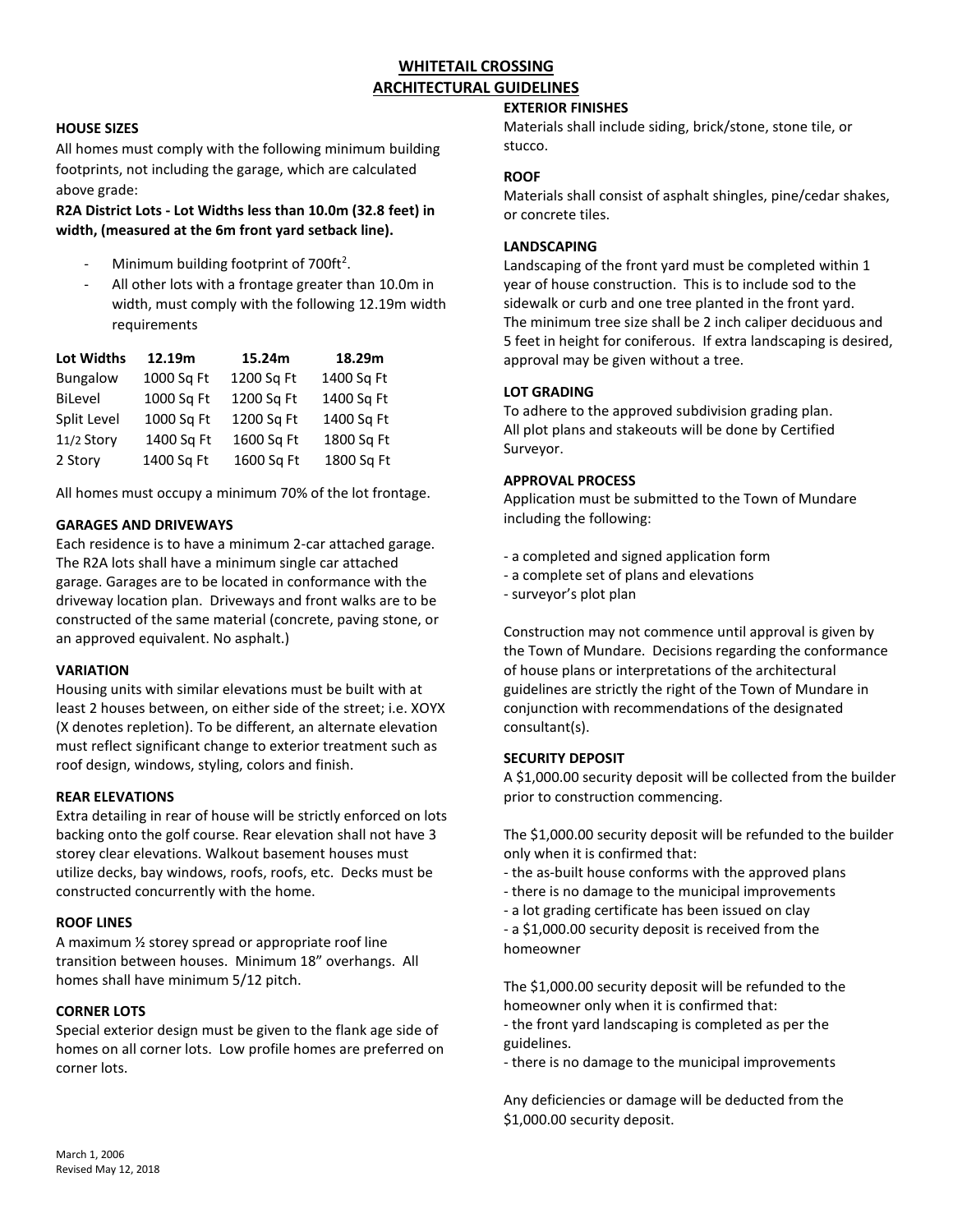# WHITETAIL CROSSING ARCHITECTURAL GUIDELINES

## HOUSE SIZES

All homes must comply with the following minimum building footprints, not including the garage, which are calculated above grade:

**R2A District Lots - Lot Widths less than 10.0m (32.8 feet) in width, (measured at the 6m front yard setback line).**

- Minimum building footprint of $700ft^2$.
- All other lots with a frontage greater than 10.0m in width, must comply with the following 12.19m width requirements

| Lot Widths | 12.19m | 15.24m | 18.29m |
|---|---|---|---|
| Bungalow | 1000 Sq Ft | 1200 Sq Ft | 1400 Sq Ft |
| BiLevel | 1000 Sq Ft | 1200 Sq Ft | 1400 Sq Ft |
| Split Level | 1000 Sq Ft | 1200 Sq Ft | 1400 Sq Ft |
| 11/2 Story | 1400 Sq Ft | 1600 Sq Ft | 1800 Sq Ft |
| 2 Story | 1400 Sq Ft | 1600 Sq Ft | 1800 Sq Ft |

All homes must occupy a minimum 70% of the lot frontage.

## GARAGES AND DRIVEWAYS

Each residence is to have a minimum 2-car attached garage. The R2A lots shall have a minimum single car attached garage. Garages are to be located in conformance with the driveway location plan. Driveways and front walks are to be constructed of the same material (concrete, paving stone, or an approved equivalent. No asphalt.)

## VARIATION

Housing units with similar elevations must be built with at least 2 houses between, on either side of the street; i.e. XOYX (X denotes repletion). To be different, an alternate elevation must reflect significant change to exterior treatment such as roof design, windows, styling, colors and finish.

## REAR ELEVATIONS

Extra detailing in rear of house will be strictly enforced on lots backing onto the golf course. Rear elevation shall not have 3 storey clear elevations. Walkout basement houses must utilize decks, bay windows, roofs, roofs, etc. Decks must be constructed concurrently with the home.

## ROOF LINES

A maximum ½ storey spread or appropriate roof line transition between houses. Minimum 18" overhangs. All homes shall have minimum 5/12 pitch.

## CORNER LOTS

Special exterior design must be given to the flank age side of homes on all corner lots. Low profile homes are preferred on corner lots.

## EXTERIOR FINISHES

Materials shall include siding, brick/stone, stone tile, or stucco.

## ROOF

Materials shall consist of asphalt shingles, pine/cedar shakes, or concrete tiles.

## LANDSCAPING

Landscaping of the front yard must be completed within 1 year of house construction. This is to include sod to the sidewalk or curb and one tree planted in the front yard. The minimum tree size shall be 2 inch caliper deciduous and 5 feet in height for coniferous. If extra landscaping is desired, approval may be given without a tree.

## LOT GRADING

To adhere to the approved subdivision grading plan. All plot plans and stakeouts will be done by Certified Surveyor.

## APPROVAL PROCESS

Application must be submitted to the Town of Mundare including the following:

- a completed and signed application form
- a complete set of plans and elevations
- surveyor's plot plan

Construction may not commence until approval is given by the Town of Mundare. Decisions regarding the conformance of house plans or interpretations of the architectural guidelines are strictly the right of the Town of Mundare in conjunction with recommendations of the designated consultant(s).

## SECURITY DEPOSIT

A $1,000.00 security deposit will be collected from the builder prior to construction commencing.

The $1,000.00 security deposit will be refunded to the builder only when it is confirmed that:

- the as-built house conforms with the approved plans
- there is no damage to the municipal improvements
- a lot grading certificate has been issued on clay
- a $1,000.00 security deposit is received from the homeowner

The $1,000.00 security deposit will be refunded to the homeowner only when it is confirmed that:

- the front yard landscaping is completed as per the guidelines.
- there is no damage to the municipal improvements

Any deficiencies or damage will be deducted from the $1,000.00 security deposit.

March 1, 2006
Revised May 12, 2018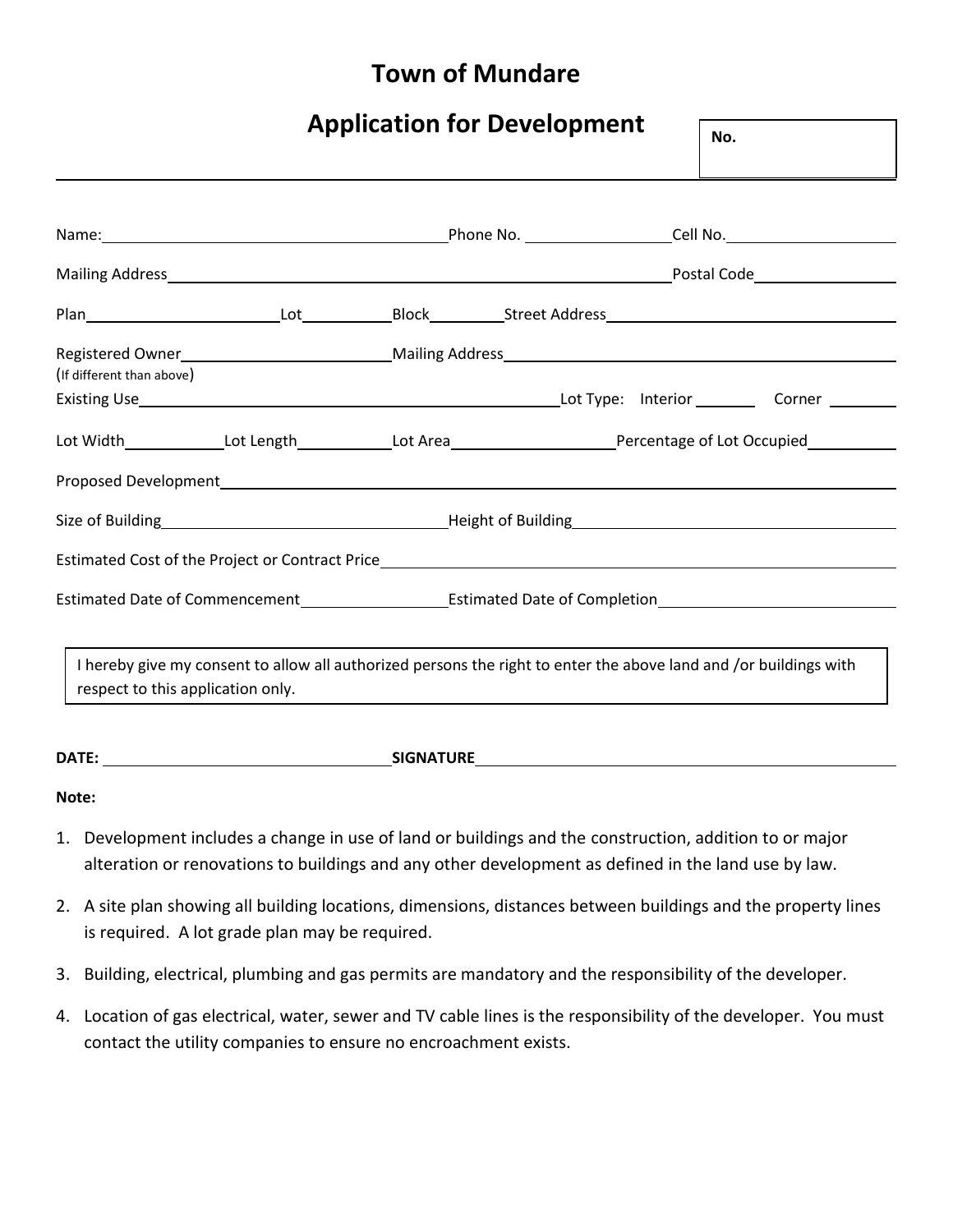# Town of Mundare

## Application for Development

**No.**

---

Name:________________________ Phone No. ______________ Cell No.______________

Mailing Address________________________________________ Postal Code______________

Plan______________ Lot________ Block________ Street Address______________________

Registered Owner______________ Mailing Address______________________________
(If different than above)

Existing Use________________________________ Lot Type: Interior ________ Corner ________

Lot Width________ Lot Length________ Lot Area______________ Percentage of Lot Occupied________

Proposed Development______________________________________________________

Size of Building______________________ Height of Building______________________

Estimated Cost of the Project or Contract Price______________________________

Estimated Date of Commencement______________ Estimated Date of Completion______________

I hereby give my consent to allow all authorized persons the right to enter the above land and /or buildings with respect to this application only.

**DATE:** ______________________ **SIGNATURE**______________________________

**Note:**

1. Development includes a change in use of land or buildings and the construction, addition to or major alteration or renovations to buildings and any other development as defined in the land use by law.
2. A site plan showing all building locations, dimensions, distances between buildings and the property lines is required. A lot grade plan may be required.
3. Building, electrical, plumbing and gas permits are mandatory and the responsibility of the developer.
4. Location of gas electrical, water, sewer and TV cable lines is the responsibility of the developer. You must contact the utility companies to ensure no encroachment exists.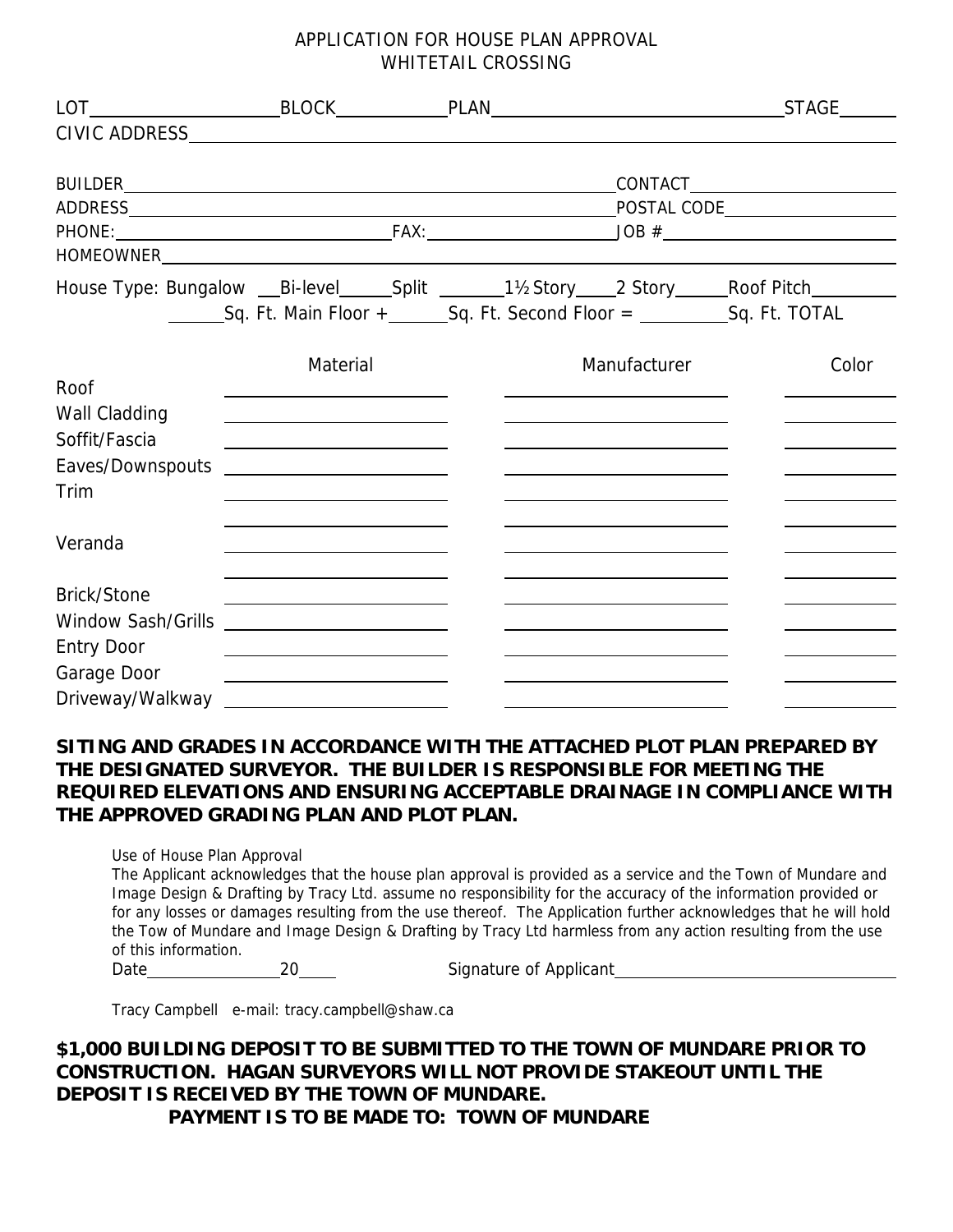# APPLICATION FOR HOUSE PLAN APPROVAL
## WHITETAIL CROSSING

LOT\_\_\_\_\_\_\_\_\_\_\_\_\_\_\_\_\_\_\_\_ BLOCK\_\_\_\_\_\_\_\_\_\_\_\_ PLAN\_\_\_\_\_\_\_\_\_\_\_\_\_\_\_\_\_\_\_\_\_\_\_\_\_\_\_\_\_\_\_\_ STAGE\_\_\_\_\_\_

CIVIC ADDRESS\_\_\_\_\_\_\_\_\_\_\_\_\_\_\_\_\_\_\_\_\_\_\_\_\_\_\_\_\_\_\_\_\_\_\_\_\_\_\_\_\_\_\_\_\_\_\_\_\_\_\_\_\_\_\_\_\_\_\_\_

BUILDER\_\_\_\_\_\_\_\_\_\_\_\_\_\_\_\_\_\_\_\_\_\_\_\_\_\_\_\_\_\_\_\_\_\_\_\_\_\_\_\_\_\_\_\_\_\_ CONTACT\_\_\_\_\_\_\_\_\_\_\_\_\_\_\_\_\_\_\_\_\_\_

ADDRESS\_\_\_\_\_\_\_\_\_\_\_\_\_\_\_\_\_\_\_\_\_\_\_\_\_\_\_\_\_\_\_\_\_\_\_\_\_\_\_\_\_\_\_\_\_\_ POSTAL CODE\_\_\_\_\_\_\_\_\_\_\_\_\_\_\_\_\_\_

PHONE:\_\_\_\_\_\_\_\_\_\_\_\_\_\_\_\_\_\_\_\_\_\_\_\_\_\_\_\_ FAX:\_\_\_\_\_\_\_\_\_\_\_\_\_\_\_\_\_\_\_\_\_\_ JOB #\_\_\_\_\_\_\_\_\_\_\_\_\_\_\_\_\_\_\_\_\_\_\_\_

HOMEOWNER\_\_\_\_\_\_\_\_\_\_\_\_\_\_\_\_\_\_\_\_\_\_\_\_\_\_\_\_\_\_\_\_\_\_\_\_\_\_\_\_\_\_\_\_\_\_\_\_\_\_\_\_\_\_\_\_\_\_\_\_\_\_\_\_

House Type: Bungalow \_\_\_Bi-level\_\_\_\_\_\_Split \_\_\_\_\_\_\_\_1½ Story\_\_\_\_\_2 Story\_\_\_\_\_\_Roof Pitch\_\_\_\_\_\_\_\_\_\_

\_\_\_\_\_\_\_Sq. Ft. Main Floor +\_\_\_\_\_\_\_Sq. Ft. Second Floor = \_\_\_\_\_\_\_\_\_\_Sq. Ft. TOTAL

| | Material | Manufacturer | Color |
|---|---|---|---|
| Roof | | | |
| Wall Cladding | | | |
| Soffit/Fascia | | | |
| Eaves/Downspouts | | | |
| Trim | | | |
| | | | |
| Veranda | | | |
| | | | |
| Brick/Stone | | | |
| Window Sash/Grills | | | |
| Entry Door | | | |
| Garage Door | | | |
| Driveway/Walkway | | | |

**SITING AND GRADES IN ACCORDANCE WITH THE ATTACHED PLOT PLAN PREPARED BY THE DESIGNATED SURVEYOR. THE BUILDER IS RESPONSIBLE FOR MEETING THE REQUIRED ELEVATIONS AND ENSURING ACCEPTABLE DRAINAGE IN COMPLIANCE WITH THE APPROVED GRADING PLAN AND PLOT PLAN.**

Use of House Plan Approval

The Applicant acknowledges that the house plan approval is provided as a service and the Town of Mundare and Image Design & Drafting by Tracy Ltd. assume no responsibility for the accuracy of the information provided or for any losses or damages resulting from the use thereof. The Application further acknowledges that he will hold the Tow of Mundare and Image Design & Drafting by Tracy Ltd harmless from any action resulting from the use of this information.

Date\_\_\_\_\_\_\_\_\_\_\_\_\_\_\_\_\_20\_\_\_\_\_ Signature of Applicant\_\_\_\_\_\_\_\_\_\_\_\_\_\_\_\_\_\_\_\_\_\_\_\_\_\_\_\_\_\_\_\_\_\_

Tracy Campbell e-mail: tracy.campbell@shaw.ca

**$1,000 BUILDING DEPOSIT TO BE SUBMITTED TO THE TOWN OF MUNDARE PRIOR TO CONSTRUCTION. HAGAN SURVEYORS WILL NOT PROVIDE STAKEOUT UNTIL THE DEPOSIT IS RECEIVED BY THE TOWN OF MUNDARE.**

**PAYMENT IS TO BE MADE TO: TOWN OF MUNDARE**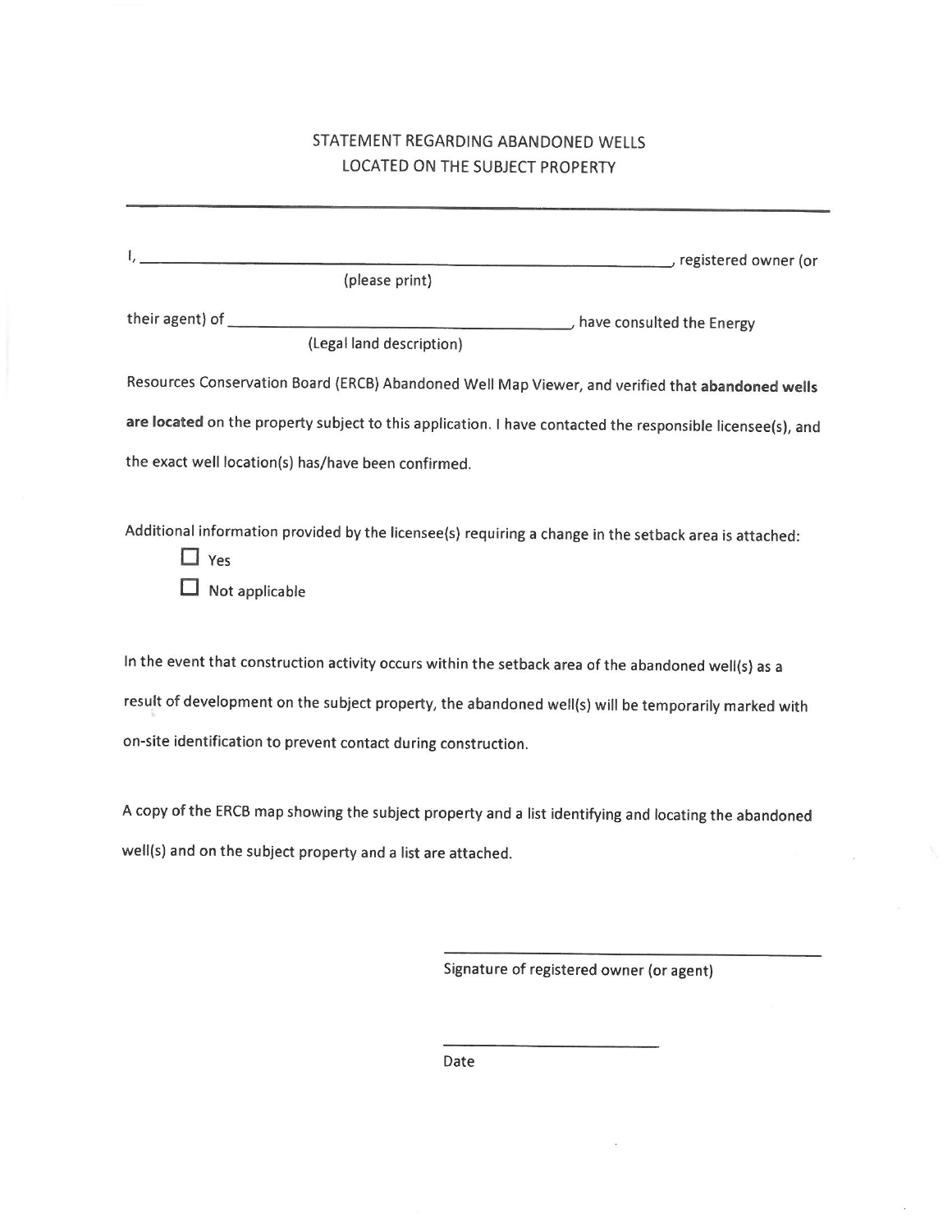# STATEMENT REGARDING ABANDONED WELLS LOCATED ON THE SUBJECT PROPERTY

---

I, ______________________________________________, registered owner (or
(please print)

their agent) of ______________________________, have consulted the Energy
(Legal land description)

Resources Conservation Board (ERCB) Abandoned Well Map Viewer, and verified that **abandoned wells are located** on the property subject to this application. I have contacted the responsible licensee(s), and the exact well location(s) has/have been confirmed.

Additional information provided by the licensee(s) requiring a change in the setback area is attached:

- ☐ Yes
- ☐ Not applicable

In the event that construction activity occurs within the setback area of the abandoned well(s) as a result of development on the subject property, the abandoned well(s) will be temporarily marked with on-site identification to prevent contact during construction.

A copy of the ERCB map showing the subject property and a list identifying and locating the abandoned well(s) and on the subject property and a list are attached.

______________________________
Signature of registered owner (or agent)

____________________
Date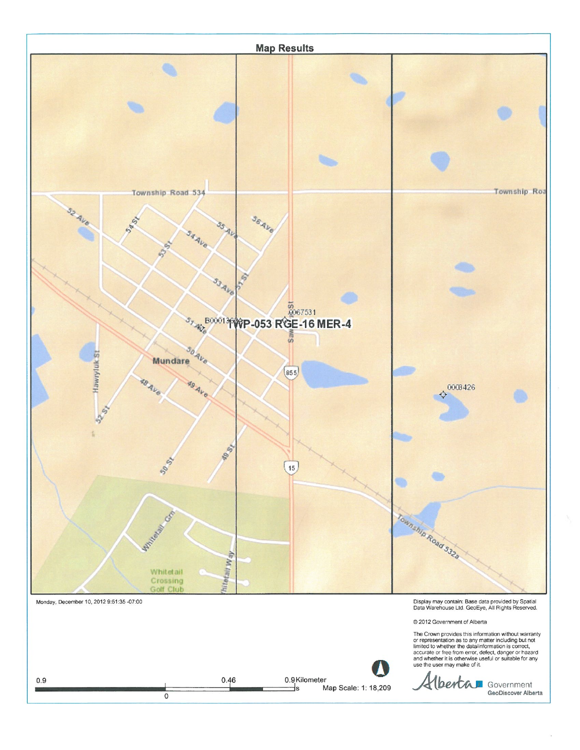## Map Results

Township Road 534

Township Roa

52 Ave

54 St

53 St

55 Ave

54 Ave

56 Ave

53 Ave

51 St

51 Ave

B00013609A

0067531

TWP-053 RGE-16 MER-4

Saw... St

Mundare

50 Ave

855

49 Ave

48 Ave

Hawryluk St

52 St

0003426

50 St

49 St

15

Township Road 532a

Whitetail Grn

Whitetail Way

Whitetail Crossing Golf Club

Monday, December 10, 2012 9:51:35 -07:00

Display may contain: Base data provided by Spatial Data Warehouse Ltd. GeoEye, All Rights Reserved.

© 2012 Government of Alberta

The Crown provides this information without warranty or representation as to any matter including but not limited to whether the data/information is correct, accurate or free from error, defect, danger or hazard and whether it is otherwise useful or suitable for any use the user may make of it.

0.9 0 0.46 0.9 Kilometers

Map Scale: 1: 18,209

Alberta Government

GeoDiscover Alberta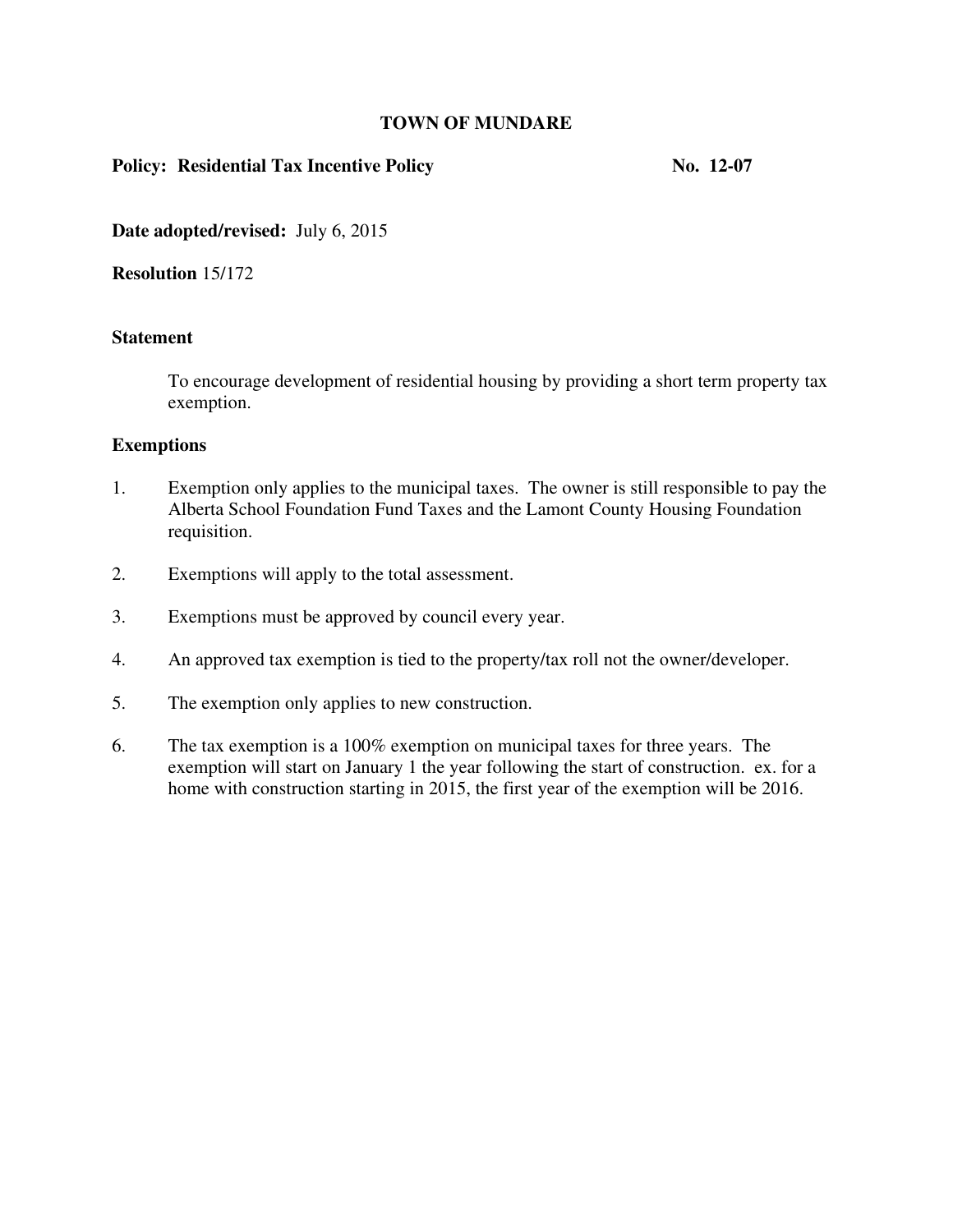# TOWN OF MUNDARE

**Policy: Residential Tax Incentive Policy** **No. 12-07**

**Date adopted/revised:** July 6, 2015

**Resolution** 15/172

## Statement

To encourage development of residential housing by providing a short term property tax exemption.

## Exemptions

1. Exemption only applies to the municipal taxes. The owner is still responsible to pay the Alberta School Foundation Fund Taxes and the Lamont County Housing Foundation requisition.

2. Exemptions will apply to the total assessment.

3. Exemptions must be approved by council every year.

4. An approved tax exemption is tied to the property/tax roll not the owner/developer.

5. The exemption only applies to new construction.

6. The tax exemption is a 100% exemption on municipal taxes for three years. The exemption will start on January 1 the year following the start of construction. ex. for a home with construction starting in 2015, the first year of the exemption will be 2016.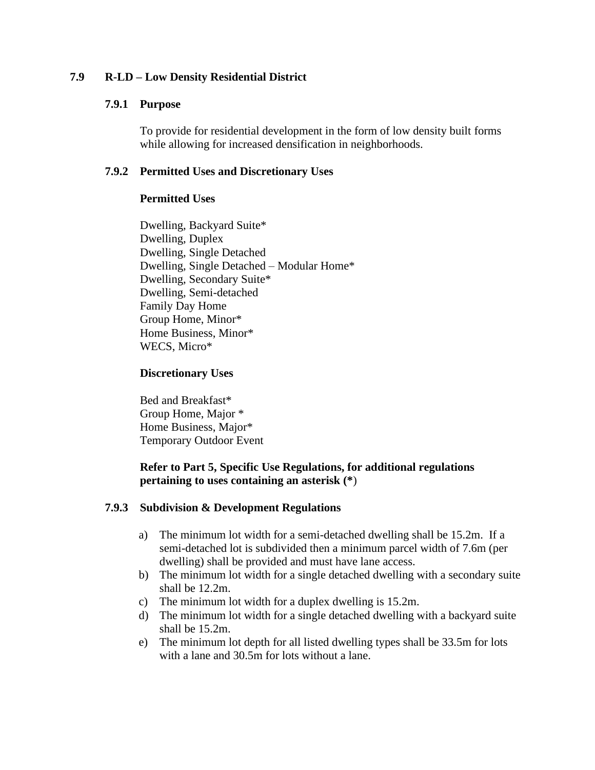## 7.9 R-LD – Low Density Residential District

### 7.9.1 Purpose

To provide for residential development in the form of low density built forms while allowing for increased densification in neighborhoods.

### 7.9.2 Permitted Uses and Discretionary Uses

**Permitted Uses**

Dwelling, Backyard Suite*
Dwelling, Duplex
Dwelling, Single Detached
Dwelling, Single Detached – Modular Home*
Dwelling, Secondary Suite*
Dwelling, Semi-detached
Family Day Home
Group Home, Minor*
Home Business, Minor*
WECS, Micro*

**Discretionary Uses**

Bed and Breakfast*
Group Home, Major *
Home Business, Major*
Temporary Outdoor Event

**Refer to Part 5, Specific Use Regulations, for additional regulations pertaining to uses containing an asterisk (*)**

### 7.9.3 Subdivision & Development Regulations

a) The minimum lot width for a semi-detached dwelling shall be 15.2m. If a semi-detached lot is subdivided then a minimum parcel width of 7.6m (per dwelling) shall be provided and must have lane access.
b) The minimum lot width for a single detached dwelling with a secondary suite shall be 12.2m.
c) The minimum lot width for a duplex dwelling is 15.2m.
d) The minimum lot width for a single detached dwelling with a backyard suite shall be 15.2m.
e) The minimum lot depth for all listed dwelling types shall be 33.5m for lots with a lane and 30.5m for lots without a lane.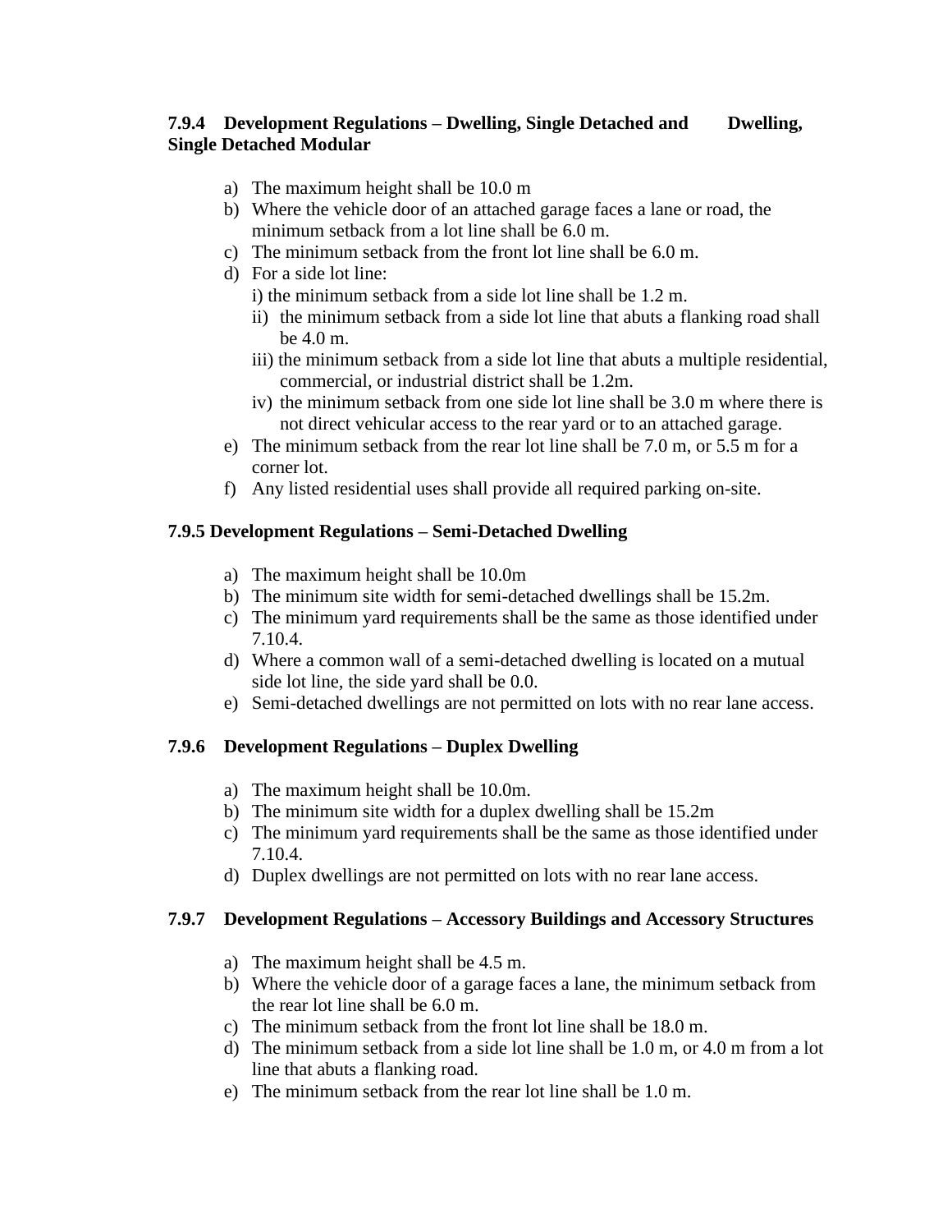### 7.9.4 Development Regulations – Dwelling, Single Detached and Dwelling, Single Detached Modular

a) The maximum height shall be 10.0 m
b) Where the vehicle door of an attached garage faces a lane or road, the minimum setback from a lot line shall be 6.0 m.
c) The minimum setback from the front lot line shall be 6.0 m.
d) For a side lot line:
   i) the minimum setback from a side lot line shall be 1.2 m.
   ii) the minimum setback from a side lot line that abuts a flanking road shall be 4.0 m.
   iii) the minimum setback from a side lot line that abuts a multiple residential, commercial, or industrial district shall be 1.2m.
   iv) the minimum setback from one side lot line shall be 3.0 m where there is not direct vehicular access to the rear yard or to an attached garage.
e) The minimum setback from the rear lot line shall be 7.0 m, or 5.5 m for a corner lot.
f) Any listed residential uses shall provide all required parking on-site.

### 7.9.5 Development Regulations – Semi-Detached Dwelling

a) The maximum height shall be 10.0m
b) The minimum site width for semi-detached dwellings shall be 15.2m.
c) The minimum yard requirements shall be the same as those identified under 7.10.4.
d) Where a common wall of a semi-detached dwelling is located on a mutual side lot line, the side yard shall be 0.0.
e) Semi-detached dwellings are not permitted on lots with no rear lane access.

### 7.9.6 Development Regulations – Duplex Dwelling

a) The maximum height shall be 10.0m.
b) The minimum site width for a duplex dwelling shall be 15.2m
c) The minimum yard requirements shall be the same as those identified under 7.10.4.
d) Duplex dwellings are not permitted on lots with no rear lane access.

### 7.9.7 Development Regulations – Accessory Buildings and Accessory Structures

a) The maximum height shall be 4.5 m.
b) Where the vehicle door of a garage faces a lane, the minimum setback from the rear lot line shall be 6.0 m.
c) The minimum setback from the front lot line shall be 18.0 m.
d) The minimum setback from a side lot line shall be 1.0 m, or 4.0 m from a lot line that abuts a flanking road.
e) The minimum setback from the rear lot line shall be 1.0 m.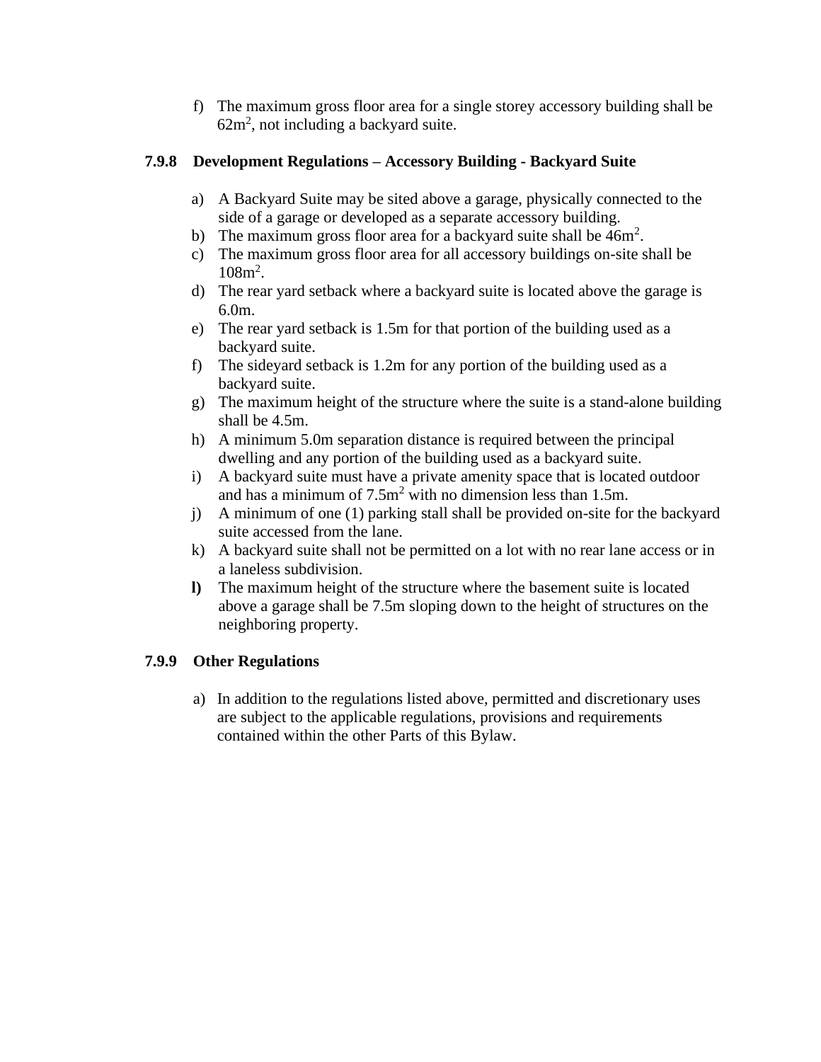f) The maximum gross floor area for a single storey accessory building shall be $62m^2$, not including a backyard suite.

### 7.9.8 Development Regulations – Accessory Building - Backyard Suite

a) A Backyard Suite may be sited above a garage, physically connected to the side of a garage or developed as a separate accessory building.

b) The maximum gross floor area for a backyard suite shall be $46m^2$.

c) The maximum gross floor area for all accessory buildings on-site shall be $108m^2$.

d) The rear yard setback where a backyard suite is located above the garage is 6.0m.

e) The rear yard setback is 1.5m for that portion of the building used as a backyard suite.

f) The sideyard setback is 1.2m for any portion of the building used as a backyard suite.

g) The maximum height of the structure where the suite is a stand-alone building shall be 4.5m.

h) A minimum 5.0m separation distance is required between the principal dwelling and any portion of the building used as a backyard suite.

i) A backyard suite must have a private amenity space that is located outdoor and has a minimum of $7.5m^2$ with no dimension less than 1.5m.

j) A minimum of one (1) parking stall shall be provided on-site for the backyard suite accessed from the lane.

k) A backyard suite shall not be permitted on a lot with no rear lane access or in a laneless subdivision.

**l)** The maximum height of the structure where the basement suite is located above a garage shall be 7.5m sloping down to the height of structures on the neighboring property.

### 7.9.9 Other Regulations

a) In addition to the regulations listed above, permitted and discretionary uses are subject to the applicable regulations, provisions and requirements contained within the other Parts of this Bylaw.